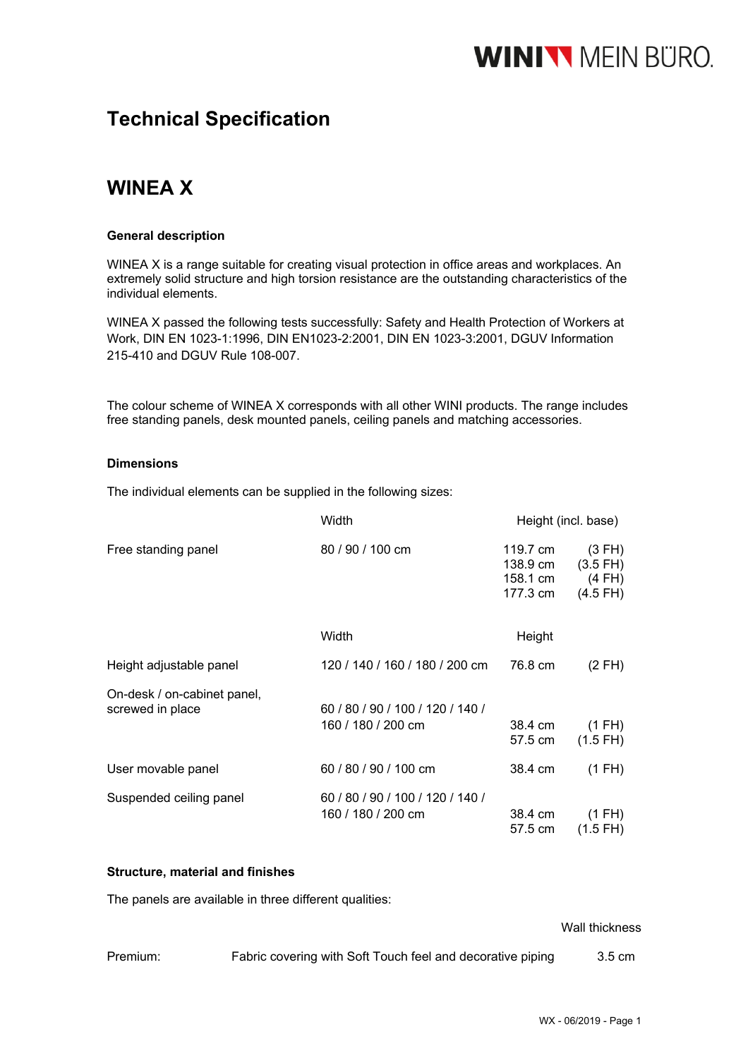# Technical Specification

## WINEA X

### General description

WINEA X is a range suitable for creating visual protection in office areas and workplaces. An extremely solid structure and high torsion resistance are the outstanding characteristics of the individual elements.

WINEA X passed the following tests successfully: Safety and Health Protection of Workers at Work, DIN EN 1023-1:1996, DIN EN1023-2:2001, DIN EN 1023-3:2001, DGUV Information 215-410 and DGUV Rule 108-007.

The colour scheme of WINEA X corresponds with all other WINI products. The range includes free standing panels, desk mounted panels, ceiling panels and matching accessories.

### Dimensions

The individual elements can be supplied in the following sizes:

| | Width | Height (incl. base) | |
|---|---|---|---|
| Free standing panel | 80 / 90 / 100 cm | 119.7 cm<br>138.9 cm<br>158.1 cm<br>177.3 cm | (3 FH)<br>(3.5 FH)<br>(4 FH)<br>(4.5 FH) |
| | **Width** | **Height** | |
| Height adjustable panel | 120 / 140 / 160 / 180 / 200 cm | 76.8 cm | (2 FH) |
| On-desk / on-cabinet panel, screwed in place | 60 / 80 / 90 / 100 / 120 / 140 / 160 / 180 / 200 cm | 38.4 cm<br>57.5 cm | (1 FH)<br>(1.5 FH) |
| User movable panel | 60 / 80 / 90 / 100 cm | 38.4 cm | (1 FH) |
| Suspended ceiling panel | 60 / 80 / 90 / 100 / 120 / 140 / 160 / 180 / 200 cm | 38.4 cm<br>57.5 cm | (1 FH)<br>(1.5 FH) |

### Structure, material and finishes

The panels are available in three different qualities:

| | | Wall thickness |
|---|---|---|
| Premium: | Fabric covering with Soft Touch feel and decorative piping | 3.5 cm |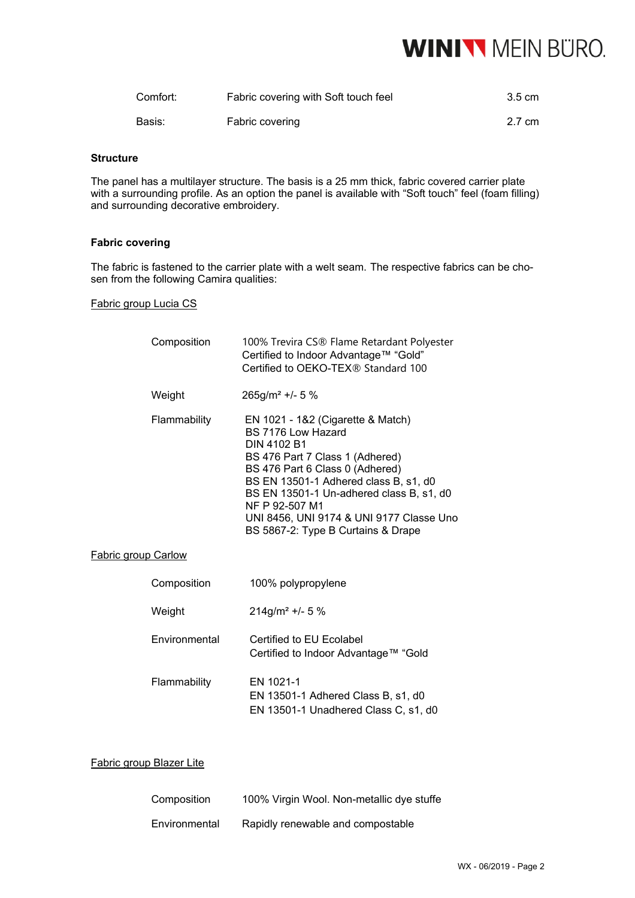| | | |
|---|---|---|
| Comfort: | Fabric covering with Soft touch feel | 3.5 cm |
| Basis: | Fabric covering | 2.7 cm |

**Structure**

The panel has a multilayer structure. The basis is a 25 mm thick, fabric covered carrier plate with a surrounding profile. As an option the panel is available with “Soft touch” feel (foam filling) and surrounding decorative embroidery.

**Fabric covering**

The fabric is fastened to the carrier plate with a welt seam. The respective fabrics can be chosen from the following Camira qualities:

<u>Fabric group Lucia CS</u>

| | |
|---|---|
| Composition | 100% Trevira CS® Flame Retardant Polyester<br>Certified to Indoor Advantage™ “Gold”<br>Certified to OEKO-TEX® Standard 100 |
| Weight | 265g/m² +/- 5 % |
| Flammability | EN 1021 - 1&2 (Cigarette & Match)<br>BS 7176 Low Hazard<br>DIN 4102 B1<br>BS 476 Part 7 Class 1 (Adhered)<br>BS 476 Part 6 Class 0 (Adhered)<br>BS EN 13501-1 Adhered class B, s1, d0<br>BS EN 13501-1 Un-adhered class B, s1, d0<br>NF P 92-507 M1<br>UNI 8456, UNI 9174 & UNI 9177 Classe Uno<br>BS 5867-2: Type B Curtains & Drape |

<u>Fabric group Carlow</u>

| | |
|---|---|
| Composition | 100% polypropylene |
| Weight | 214g/m² +/- 5 % |
| Environmental | Certified to EU Ecolabel<br>Certified to Indoor Advantage™ “Gold |
| Flammability | EN 1021-1<br>EN 13501-1 Adhered Class B, s1, d0<br>EN 13501-1 Unadhered Class C, s1, d0 |

<u>Fabric group Blazer Lite</u>

| | |
|---|---|
| Composition | 100% Virgin Wool. Non-metallic dye stuffe |
| Environmental | Rapidly renewable and compostable |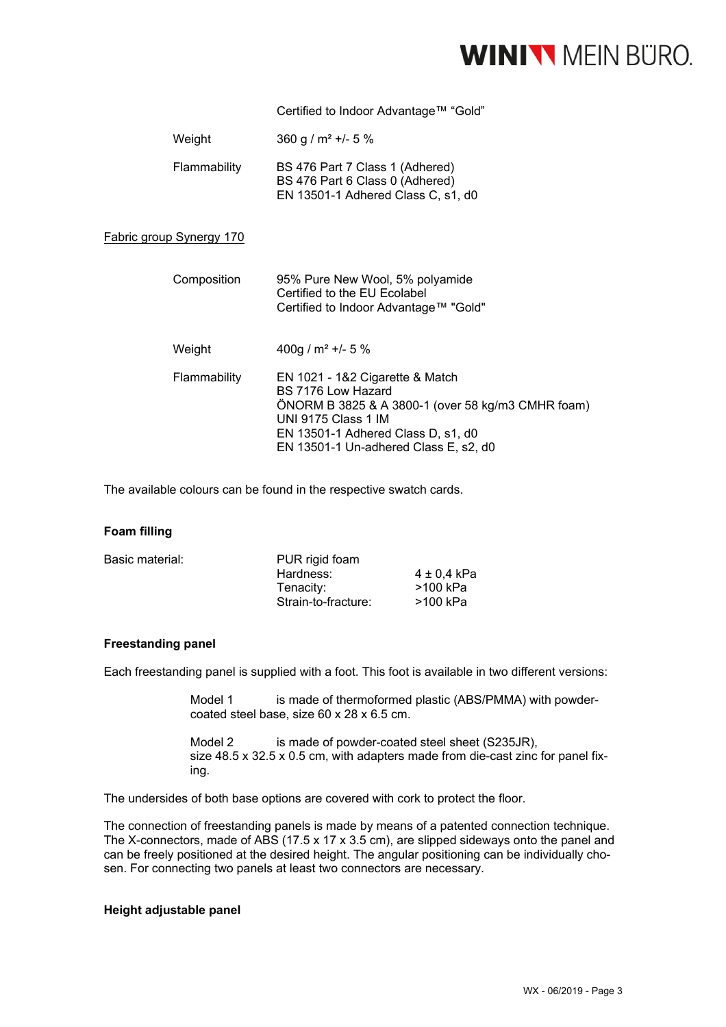| | |
|---|---|
| | Certified to Indoor Advantage™ "Gold" |
| Weight | 360 g / m² +/- 5 % |
| Flammability | BS 476 Part 7 Class 1 (Adhered)<br>BS 476 Part 6 Class 0 (Adhered)<br>EN 13501-1 Adhered Class C, s1, d0 |

Fabric group Synergy 170

| | |
|---|---|
| Composition | 95% Pure New Wool, 5% polyamide<br>Certified to the EU Ecolabel<br>Certified to Indoor Advantage™ "Gold" |
| Weight | 400g / m² +/- 5 % |
| Flammability | EN 1021 - 1&2 Cigarette & Match<br>BS 7176 Low Hazard<br>ÖNORM B 3825 & A 3800-1 (over 58 kg/m3 CMHR foam)<br>UNI 9175 Class 1 IM<br>EN 13501-1 Adhered Class D, s1, d0<br>EN 13501-1 Un-adhered Class E, s2, d0 |

The available colours can be found in the respective swatch cards.

**Foam filling**

| | | |
|---|---|---|
| Basic material: | PUR rigid foam | |
| | Hardness: | 4 ± 0,4 kPa |
| | Tenacity: | >100 kPa |
| | Strain-to-fracture: | >100 kPa |

**Freestanding panel**

Each freestanding panel is supplied with a foot. This foot is available in two different versions:

Model 1 is made of thermoformed plastic (ABS/PMMA) with powder-coated steel base, size 60 x 28 x 6.5 cm.

Model 2 is made of powder-coated steel sheet (S235JR), size 48.5 x 32.5 x 0.5 cm, with adapters made from die-cast zinc for panel fixing.

The undersides of both base options are covered with cork to protect the floor.

The connection of freestanding panels is made by means of a patented connection technique. The X-connectors, made of ABS (17.5 x 17 x 3.5 cm), are slipped sideways onto the panel and can be freely positioned at the desired height. The angular positioning can be individually chosen. For connecting two panels at least two connectors are necessary.

**Height adjustable panel**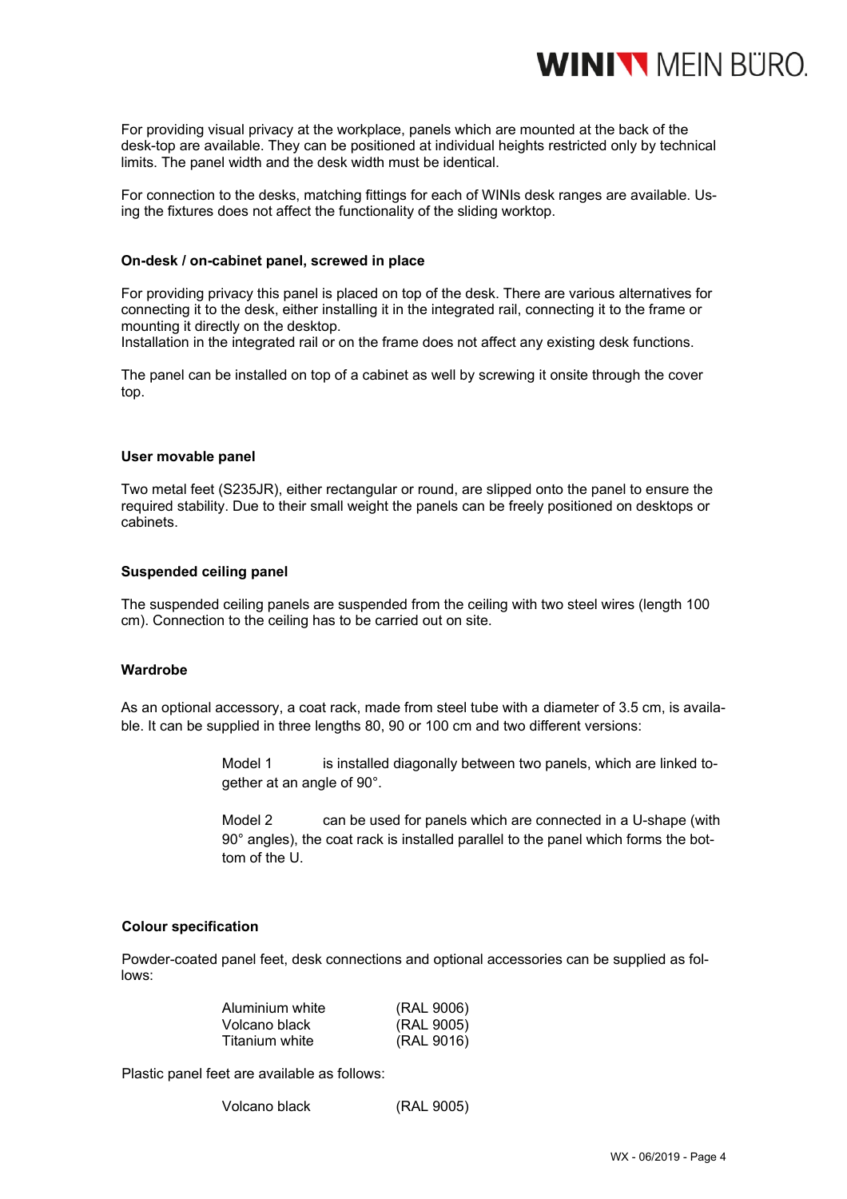For providing visual privacy at the workplace, panels which are mounted at the back of the desk-top are available. They can be positioned at individual heights restricted only by technical limits. The panel width and the desk width must be identical.

For connection to the desks, matching fittings for each of WINIs desk ranges are available. Using the fixtures does not affect the functionality of the sliding worktop.

**On-desk / on-cabinet panel, screwed in place**

For providing privacy this panel is placed on top of the desk. There are various alternatives for connecting it to the desk, either installing it in the integrated rail, connecting it to the frame or mounting it directly on the desktop.
Installation in the integrated rail or on the frame does not affect any existing desk functions.

The panel can be installed on top of a cabinet as well by screwing it onsite through the cover top.

**User movable panel**

Two metal feet (S235JR), either rectangular or round, are slipped onto the panel to ensure the required stability. Due to their small weight the panels can be freely positioned on desktops or cabinets.

**Suspended ceiling panel**

The suspended ceiling panels are suspended from the ceiling with two steel wires (length 100 cm). Connection to the ceiling has to be carried out on site.

**Wardrobe**

As an optional accessory, a coat rack, made from steel tube with a diameter of 3.5 cm, is available. It can be supplied in three lengths 80, 90 or 100 cm and two different versions:

Model 1 is installed diagonally between two panels, which are linked together at an angle of 90°.

Model 2 can be used for panels which are connected in a U-shape (with 90° angles), the coat rack is installed parallel to the panel which forms the bottom of the U.

**Colour specification**

Powder-coated panel feet, desk connections and optional accessories can be supplied as follows:

| | |
|---|---|
| Aluminium white | (RAL 9006) |
| Volcano black | (RAL 9005) |
| Titanium white | (RAL 9016) |

Plastic panel feet are available as follows:

| | |
|---|---|
| Volcano black | (RAL 9005) |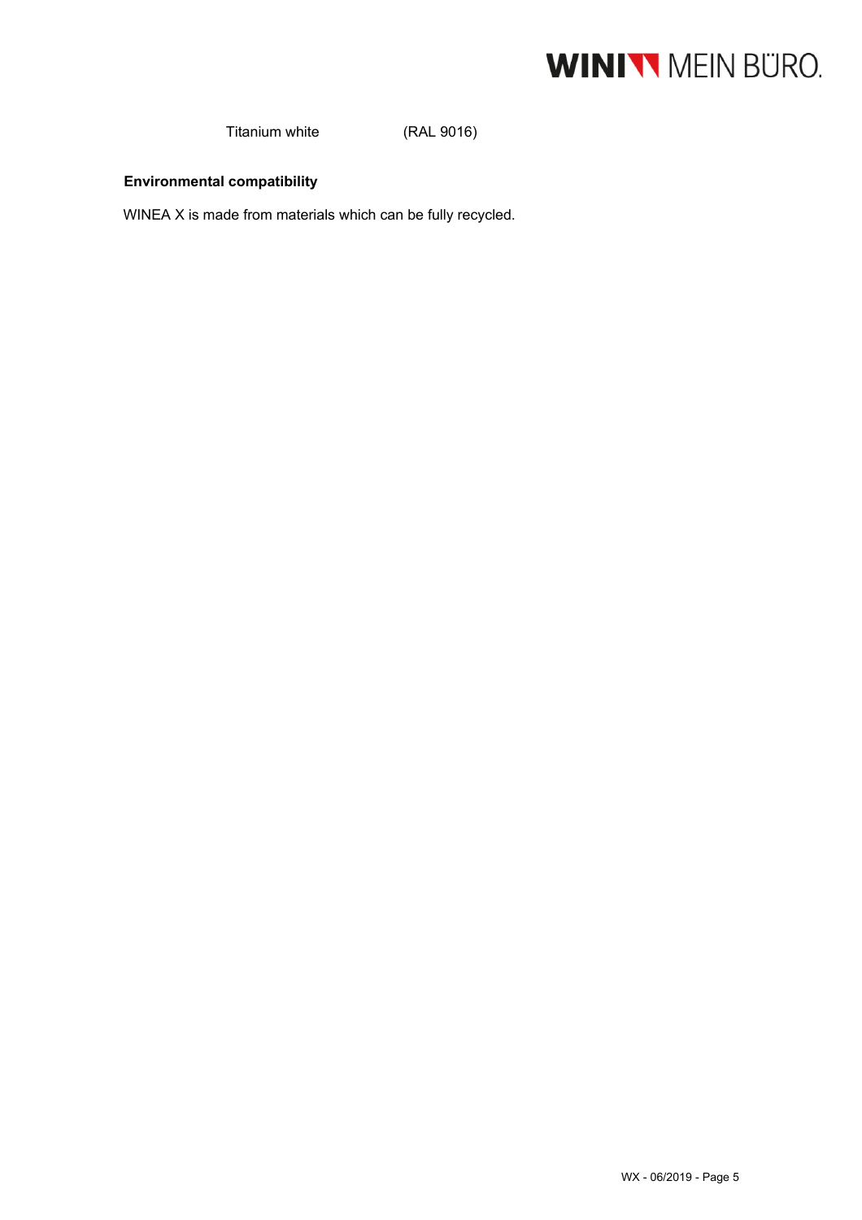| | |
|---|---|
| Titanium white | (RAL 9016) |

**Environmental compatibility**

WINEA X is made from materials which can be fully recycled.